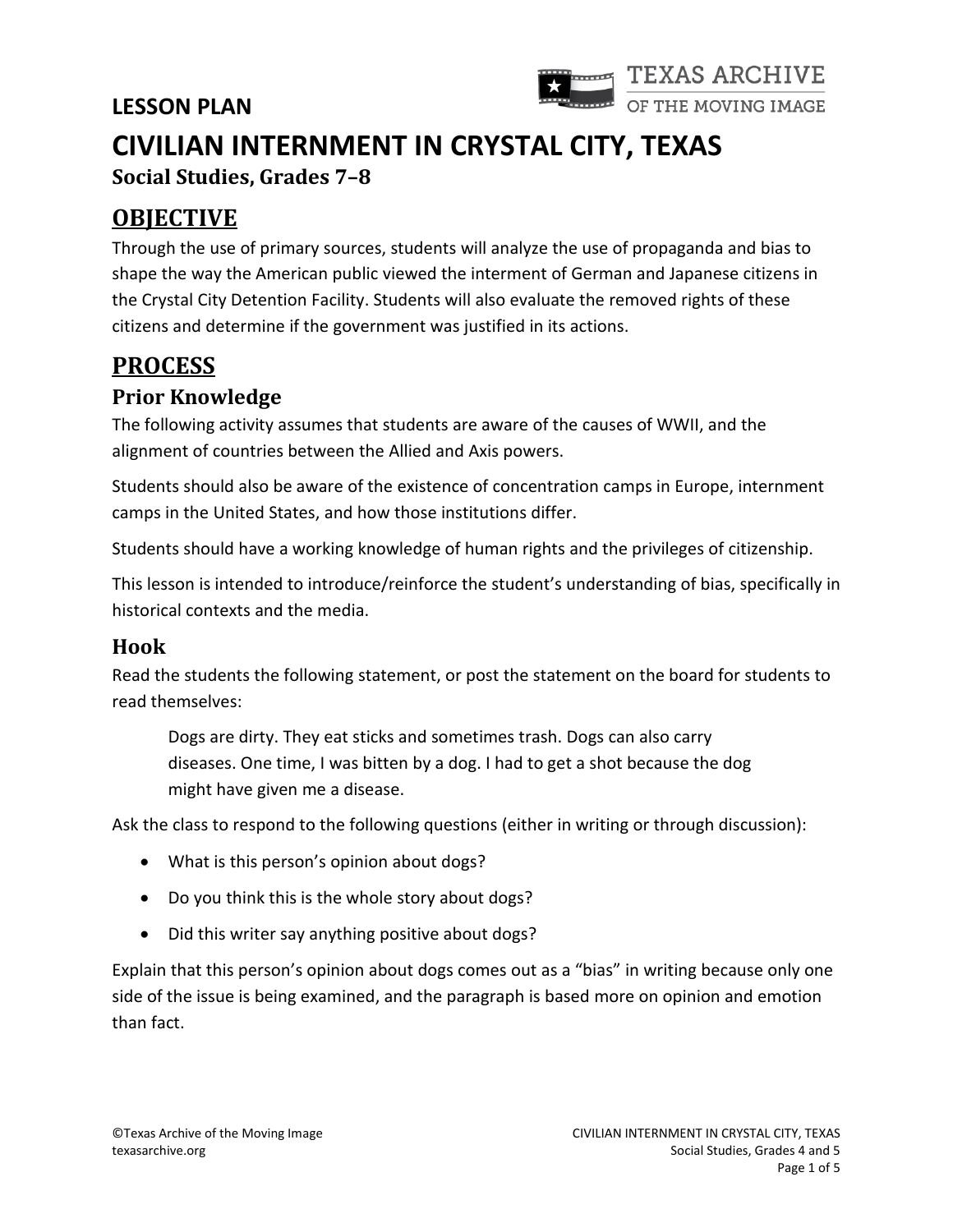LESSON PLAN

# CIVILIAN INTERNMENT IN CRYSTAL CITY, TEXAS

**Social Studies, Grades 7–8**

## OBJECTIVE

Through the use of primary sources, students will analyze the use of propaganda and bias to shape the way the American public viewed the interment of German and Japanese citizens in the Crystal City Detention Facility. Students will also evaluate the removed rights of these citizens and determine if the government was justified in its actions.

## PROCESS

### Prior Knowledge

The following activity assumes that students are aware of the causes of WWII, and the alignment of countries between the Allied and Axis powers.

Students should also be aware of the existence of concentration camps in Europe, internment camps in the United States, and how those institutions differ.

Students should have a working knowledge of human rights and the privileges of citizenship.

This lesson is intended to introduce/reinforce the student's understanding of bias, specifically in historical contexts and the media.

### Hook

Read the students the following statement, or post the statement on the board for students to read themselves:

> Dogs are dirty. They eat sticks and sometimes trash. Dogs can also carry diseases. One time, I was bitten by a dog. I had to get a shot because the dog might have given me a disease.

Ask the class to respond to the following questions (either in writing or through discussion):

- What is this person's opinion about dogs?
- Do you think this is the whole story about dogs?
- Did this writer say anything positive about dogs?

Explain that this person's opinion about dogs comes out as a "bias" in writing because only one side of the issue is being examined, and the paragraph is based more on opinion and emotion than fact.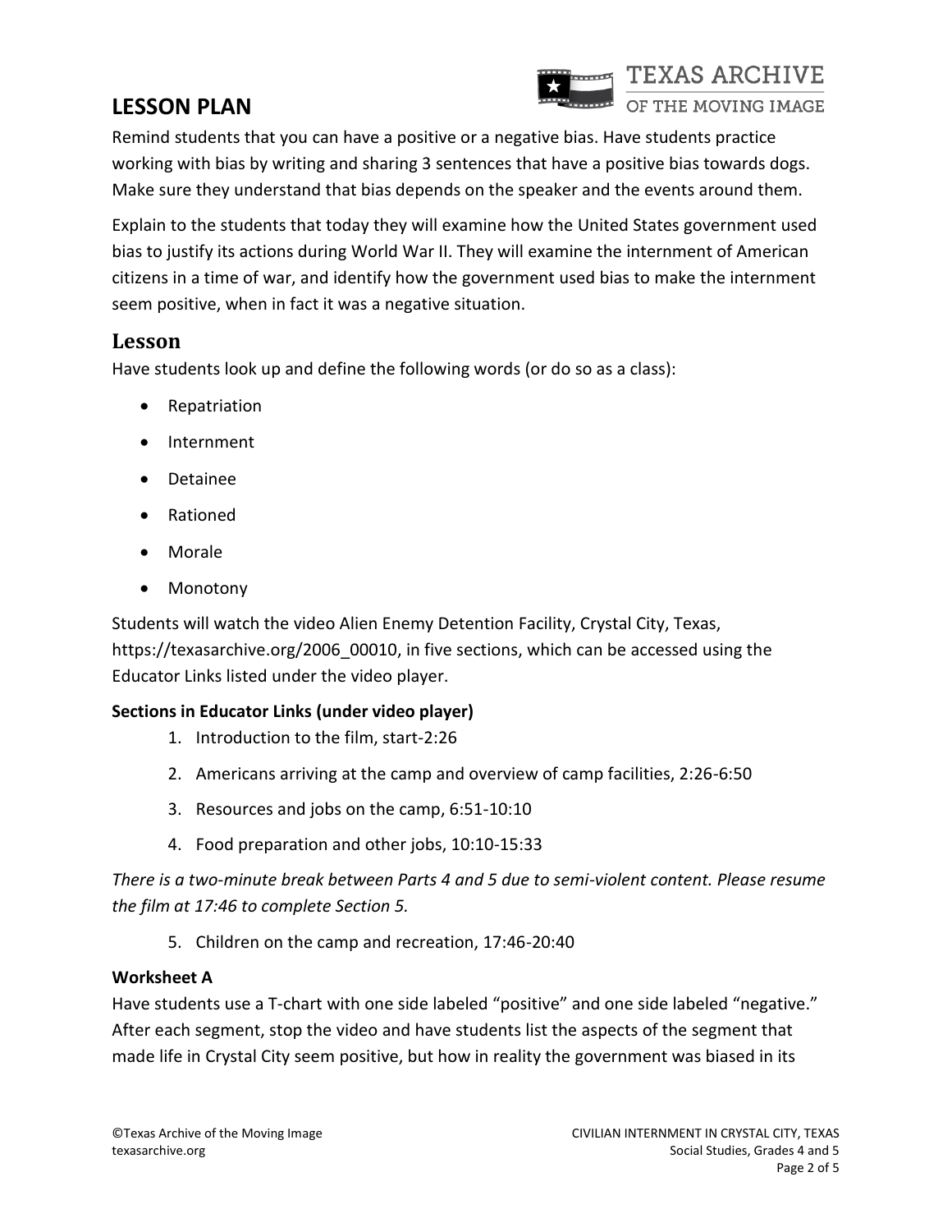## LESSON PLAN

Remind students that you can have a positive or a negative bias. Have students practice working with bias by writing and sharing 3 sentences that have a positive bias towards dogs. Make sure they understand that bias depends on the speaker and the events around them.

Explain to the students that today they will examine how the United States government used bias to justify its actions during World War II. They will examine the internment of American citizens in a time of war, and identify how the government used bias to make the internment seem positive, when in fact it was a negative situation.

### Lesson

Have students look up and define the following words (or do so as a class):

- Repatriation
- Internment
- Detainee
- Rationed
- Morale
- Monotony

Students will watch the video Alien Enemy Detention Facility, Crystal City, Texas, https://texasarchive.org/2006_00010, in five sections, which can be accessed using the Educator Links listed under the video player.

**Sections in Educator Links (under video player)**

1. Introduction to the film, start-2:26
2. Americans arriving at the camp and overview of camp facilities, 2:26-6:50
3. Resources and jobs on the camp, 6:51-10:10
4. Food preparation and other jobs, 10:10-15:33

*There is a two-minute break between Parts 4 and 5 due to semi-violent content. Please resume the film at 17:46 to complete Section 5.*

5. Children on the camp and recreation, 17:46-20:40

**Worksheet A**

Have students use a T-chart with one side labeled "positive" and one side labeled "negative." After each segment, stop the video and have students list the aspects of the segment that made life in Crystal City seem positive, but how in reality the government was biased in its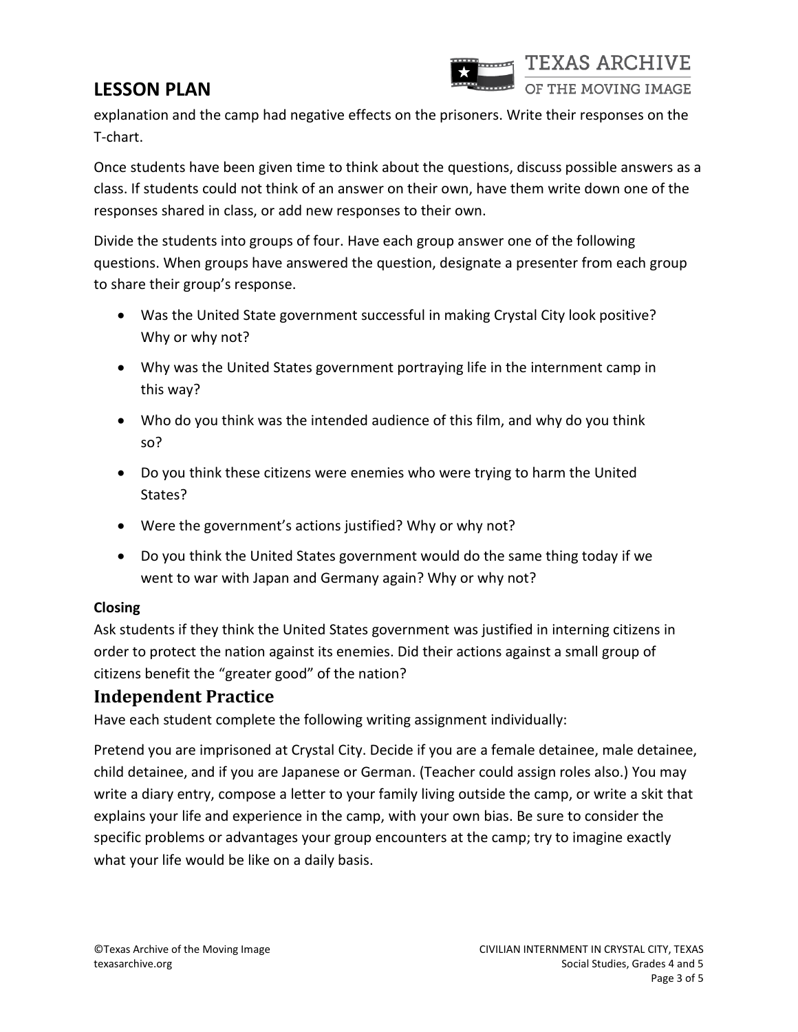explanation and the camp had negative effects on the prisoners. Write their responses on the T-chart.

Once students have been given time to think about the questions, discuss possible answers as a class. If students could not think of an answer on their own, have them write down one of the responses shared in class, or add new responses to their own.

Divide the students into groups of four. Have each group answer one of the following questions. When groups have answered the question, designate a presenter from each group to share their group's response.

- Was the United State government successful in making Crystal City look positive? Why or why not?
- Why was the United States government portraying life in the internment camp in this way?
- Who do you think was the intended audience of this film, and why do you think so?
- Do you think these citizens were enemies who were trying to harm the United States?
- Were the government's actions justified? Why or why not?
- Do you think the United States government would do the same thing today if we went to war with Japan and Germany again? Why or why not?

**Closing**

Ask students if they think the United States government was justified in interning citizens in order to protect the nation against its enemies. Did their actions against a small group of citizens benefit the "greater good" of the nation?

## Independent Practice

Have each student complete the following writing assignment individually:

Pretend you are imprisoned at Crystal City. Decide if you are a female detainee, male detainee, child detainee, and if you are Japanese or German. (Teacher could assign roles also.) You may write a diary entry, compose a letter to your family living outside the camp, or write a skit that explains your life and experience in the camp, with your own bias. Be sure to consider the specific problems or advantages your group encounters at the camp; try to imagine exactly what your life would be like on a daily basis.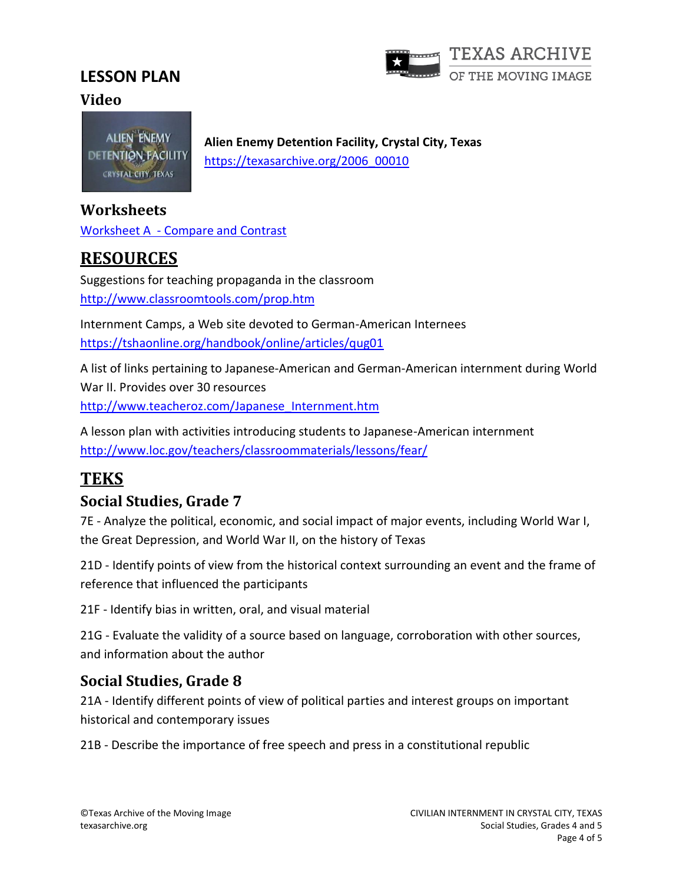## LESSON PLAN

### Video

**Alien Enemy Detention Facility, Crystal City, Texas**
[https://texasarchive.org/2006_00010](https://texasarchive.org/2006_00010)

### Worksheets

[Worksheet A - Compare and Contrast]()

## RESOURCES

Suggestions for teaching propaganda in the classroom
[http://www.classroomtools.com/prop.htm](http://www.classroomtools.com/prop.htm)

Internment Camps, a Web site devoted to German-American Internees
[https://tshaonline.org/handbook/online/articles/qug01](https://tshaonline.org/handbook/online/articles/qug01)

A list of links pertaining to Japanese-American and German-American internment during World War II. Provides over 30 resources
[http://www.teacheroz.com/Japanese_Internment.htm](http://www.teacheroz.com/Japanese_Internment.htm)

A lesson plan with activities introducing students to Japanese-American internment
[http://www.loc.gov/teachers/classroommaterials/lessons/fear/](http://www.loc.gov/teachers/classroommaterials/lessons/fear/)

## TEKS

### Social Studies, Grade 7

7E - Analyze the political, economic, and social impact of major events, including World War I, the Great Depression, and World War II, on the history of Texas

21D - Identify points of view from the historical context surrounding an event and the frame of reference that influenced the participants

21F - Identify bias in written, oral, and visual material

21G - Evaluate the validity of a source based on language, corroboration with other sources, and information about the author

### Social Studies, Grade 8

21A - Identify different points of view of political parties and interest groups on important historical and contemporary issues

21B - Describe the importance of free speech and press in a constitutional republic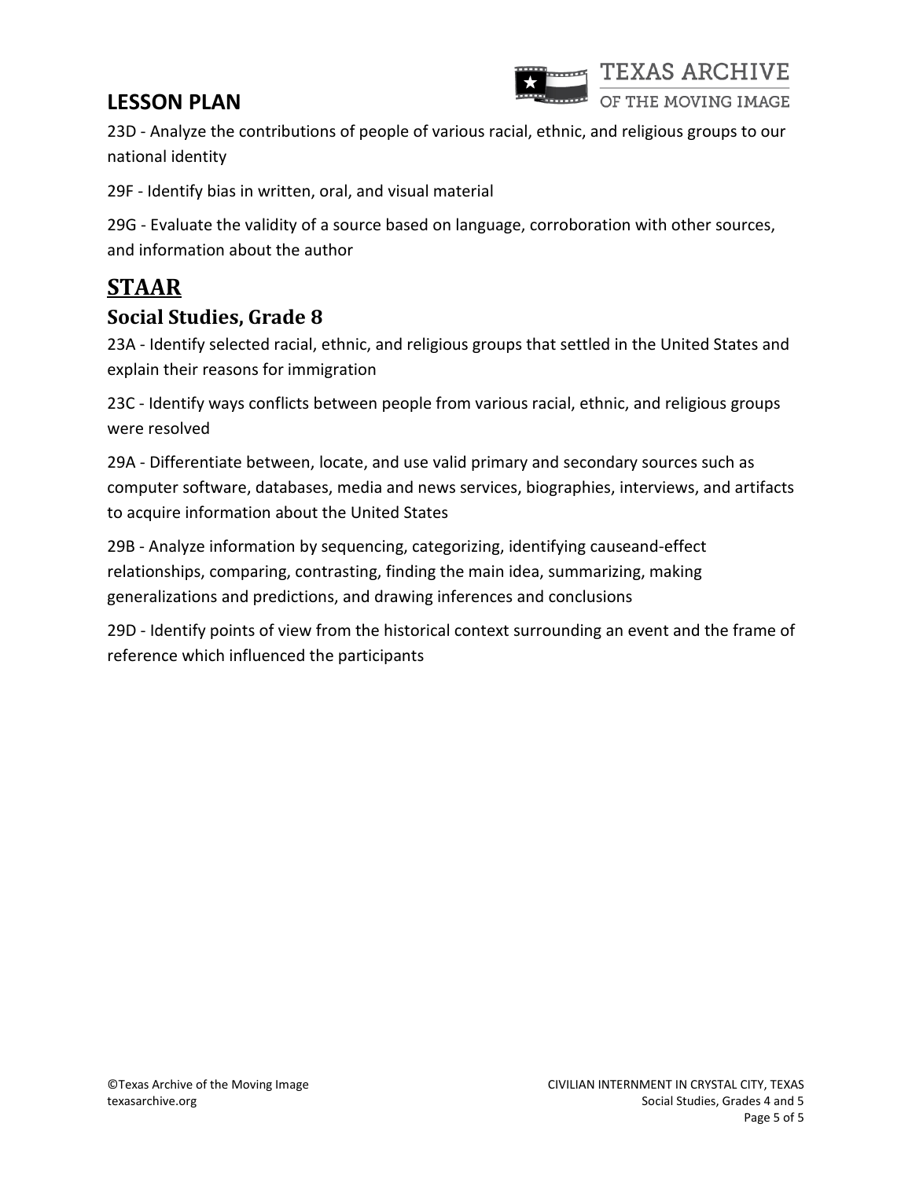23D - Analyze the contributions of people of various racial, ethnic, and religious groups to our national identity

29F - Identify bias in written, oral, and visual material

29G - Evaluate the validity of a source based on language, corroboration with other sources, and information about the author

## STAAR

### Social Studies, Grade 8

23A - Identify selected racial, ethnic, and religious groups that settled in the United States and explain their reasons for immigration

23C - Identify ways conflicts between people from various racial, ethnic, and religious groups were resolved

29A - Differentiate between, locate, and use valid primary and secondary sources such as computer software, databases, media and news services, biographies, interviews, and artifacts to acquire information about the United States

29B - Analyze information by sequencing, categorizing, identifying causeand-effect relationships, comparing, contrasting, finding the main idea, summarizing, making generalizations and predictions, and drawing inferences and conclusions

29D - Identify points of view from the historical context surrounding an event and the frame of reference which influenced the participants